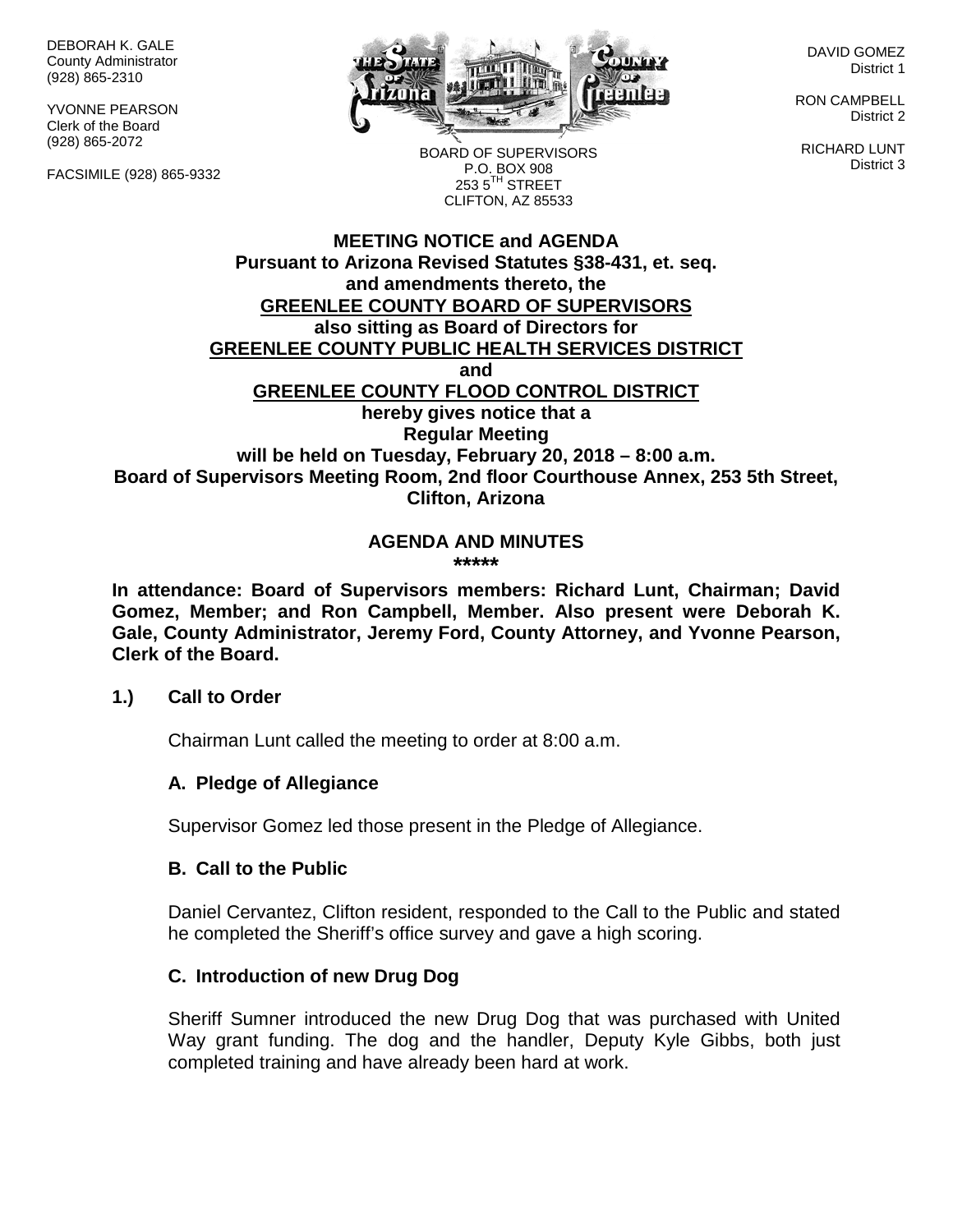DEBORAH K. GALE
County Administrator
(928) 865-2310

YVONNE PEARSON
Clerk of the Board
(928) 865-2072

FACSIMILE (928) 865-9332

BOARD OF SUPERVISORS
P.O. BOX 908
253 5$^{TH}$ STREET
CLIFTON, AZ 85533

DAVID GOMEZ
District 1

RON CAMPBELL
District 2

RICHARD LUNT
District 3

**MEETING NOTICE and AGENDA**
**Pursuant to Arizona Revised Statutes §38-431, et. seq. and amendments thereto, the**
**GREENLEE COUNTY BOARD OF SUPERVISORS**
**also sitting as Board of Directors for**
**GREENLEE COUNTY PUBLIC HEALTH SERVICES DISTRICT**
**and**
**GREENLEE COUNTY FLOOD CONTROL DISTRICT**
**hereby gives notice that a**
**Regular Meeting**
**will be held on Tuesday, February 20, 2018 – 8:00 a.m.**
**Board of Supervisors Meeting Room, 2nd floor Courthouse Annex, 253 5th Street, Clifton, Arizona**

**AGENDA AND MINUTES**
**\*\*\*\*\***

**In attendance: Board of Supervisors members: Richard Lunt, Chairman; David Gomez, Member; and Ron Campbell, Member. Also present were Deborah K. Gale, County Administrator, Jeremy Ford, County Attorney, and Yvonne Pearson, Clerk of the Board.**

**1.) Call to Order**

Chairman Lunt called the meeting to order at 8:00 a.m.

**A. Pledge of Allegiance**

Supervisor Gomez led those present in the Pledge of Allegiance.

**B. Call to the Public**

Daniel Cervantez, Clifton resident, responded to the Call to the Public and stated he completed the Sheriff's office survey and gave a high scoring.

**C. Introduction of new Drug Dog**

Sheriff Sumner introduced the new Drug Dog that was purchased with United Way grant funding. The dog and the handler, Deputy Kyle Gibbs, both just completed training and have already been hard at work.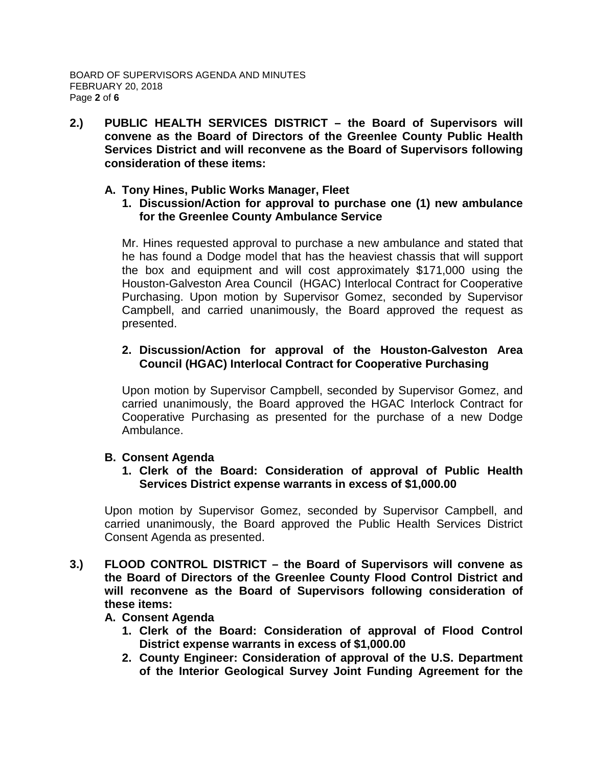**2.) PUBLIC HEALTH SERVICES DISTRICT – the Board of Supervisors will convene as the Board of Directors of the Greenlee County Public Health Services District and will reconvene as the Board of Supervisors following consideration of these items:**

**A. Tony Hines, Public Works Manager, Fleet**

**1. Discussion/Action for approval to purchase one (1) new ambulance for the Greenlee County Ambulance Service**

Mr. Hines requested approval to purchase a new ambulance and stated that he has found a Dodge model that has the heaviest chassis that will support the box and equipment and will cost approximately $171,000 using the Houston-Galveston Area Council (HGAC) Interlocal Contract for Cooperative Purchasing. Upon motion by Supervisor Gomez, seconded by Supervisor Campbell, and carried unanimously, the Board approved the request as presented.

**2. Discussion/Action for approval of the Houston-Galveston Area Council (HGAC) Interlocal Contract for Cooperative Purchasing**

Upon motion by Supervisor Campbell, seconded by Supervisor Gomez, and carried unanimously, the Board approved the HGAC Interlock Contract for Cooperative Purchasing as presented for the purchase of a new Dodge Ambulance.

**B. Consent Agenda**

**1. Clerk of the Board: Consideration of approval of Public Health Services District expense warrants in excess of $1,000.00**

Upon motion by Supervisor Gomez, seconded by Supervisor Campbell, and carried unanimously, the Board approved the Public Health Services District Consent Agenda as presented.

**3.) FLOOD CONTROL DISTRICT – the Board of Supervisors will convene as the Board of Directors of the Greenlee County Flood Control District and will reconvene as the Board of Supervisors following consideration of these items:**

**A. Consent Agenda**

**1. Clerk of the Board: Consideration of approval of Flood Control District expense warrants in excess of $1,000.00**

**2. County Engineer: Consideration of approval of the U.S. Department of the Interior Geological Survey Joint Funding Agreement for the**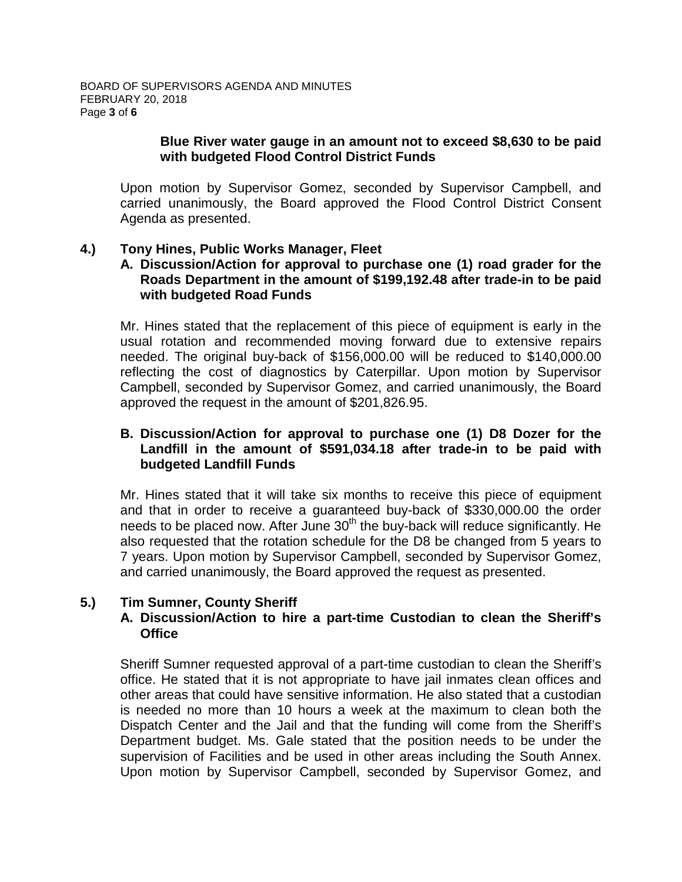**Blue River water gauge in an amount not to exceed $8,630 to be paid with budgeted Flood Control District Funds**

Upon motion by Supervisor Gomez, seconded by Supervisor Campbell, and carried unanimously, the Board approved the Flood Control District Consent Agenda as presented.

**4.) Tony Hines, Public Works Manager, Fleet**

**A. Discussion/Action for approval to purchase one (1) road grader for the Roads Department in the amount of $199,192.48 after trade-in to be paid with budgeted Road Funds**

Mr. Hines stated that the replacement of this piece of equipment is early in the usual rotation and recommended moving forward due to extensive repairs needed. The original buy-back of $156,000.00 will be reduced to $140,000.00 reflecting the cost of diagnostics by Caterpillar. Upon motion by Supervisor Campbell, seconded by Supervisor Gomez, and carried unanimously, the Board approved the request in the amount of $201,826.95.

**B. Discussion/Action for approval to purchase one (1) D8 Dozer for the Landfill in the amount of $591,034.18 after trade-in to be paid with budgeted Landfill Funds**

Mr. Hines stated that it will take six months to receive this piece of equipment and that in order to receive a guaranteed buy-back of $330,000.00 the order needs to be placed now. After June 30th the buy-back will reduce significantly. He also requested that the rotation schedule for the D8 be changed from 5 years to 7 years. Upon motion by Supervisor Campbell, seconded by Supervisor Gomez, and carried unanimously, the Board approved the request as presented.

**5.) Tim Sumner, County Sheriff**

**A. Discussion/Action to hire a part-time Custodian to clean the Sheriff's Office**

Sheriff Sumner requested approval of a part-time custodian to clean the Sheriff's office. He stated that it is not appropriate to have jail inmates clean offices and other areas that could have sensitive information. He also stated that a custodian is needed no more than 10 hours a week at the maximum to clean both the Dispatch Center and the Jail and that the funding will come from the Sheriff's Department budget. Ms. Gale stated that the position needs to be under the supervision of Facilities and be used in other areas including the South Annex. Upon motion by Supervisor Campbell, seconded by Supervisor Gomez, and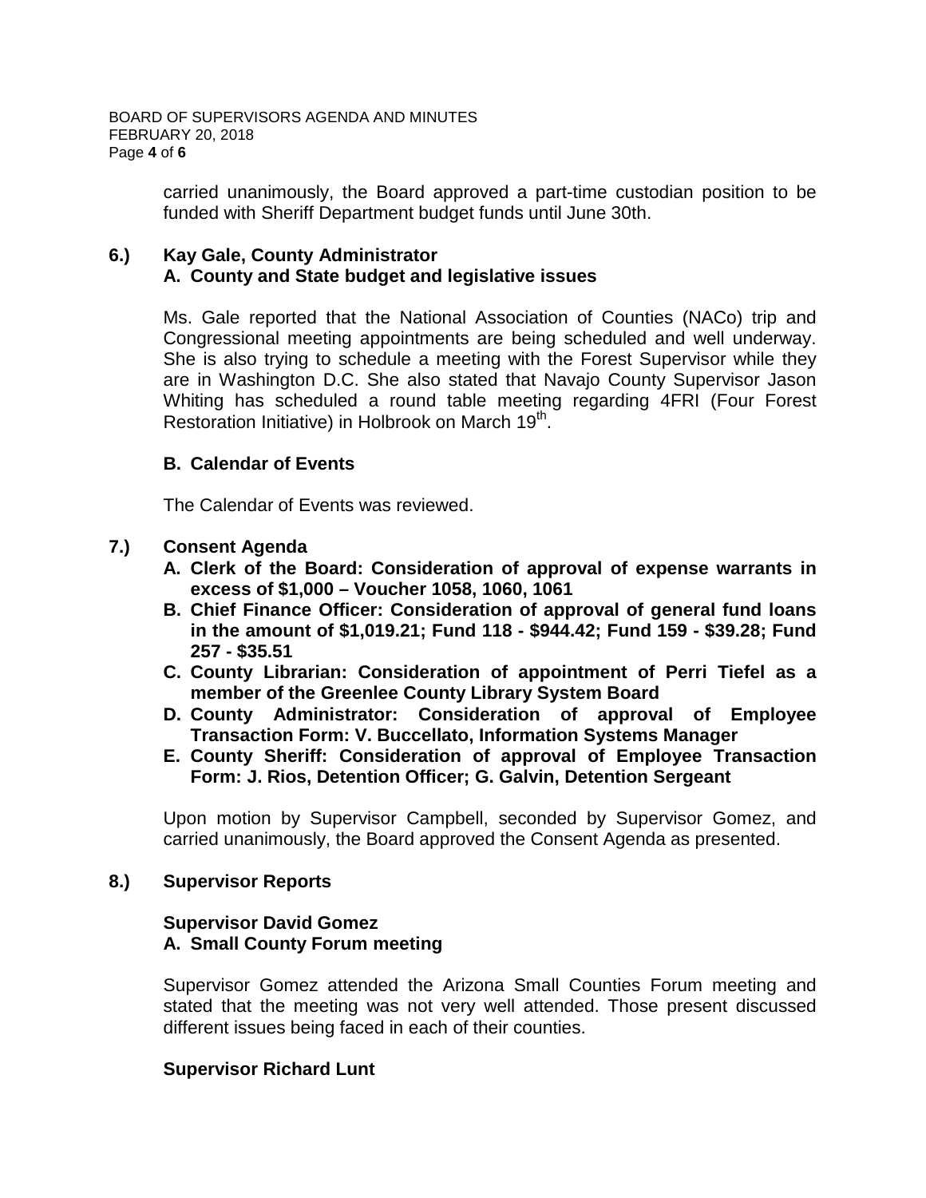carried unanimously, the Board approved a part-time custodian position to be funded with Sheriff Department budget funds until June 30th.

**6.) Kay Gale, County Administrator**

**A. County and State budget and legislative issues**

Ms. Gale reported that the National Association of Counties (NACo) trip and Congressional meeting appointments are being scheduled and well underway. She is also trying to schedule a meeting with the Forest Supervisor while they are in Washington D.C. She also stated that Navajo County Supervisor Jason Whiting has scheduled a round table meeting regarding 4FRI (Four Forest Restoration Initiative) in Holbrook on March 19th.

**B. Calendar of Events**

The Calendar of Events was reviewed.

**7.) Consent Agenda**

**A. Clerk of the Board: Consideration of approval of expense warrants in excess of $1,000 – Voucher 1058, 1060, 1061**

**B. Chief Finance Officer: Consideration of approval of general fund loans in the amount of $1,019.21; Fund 118 - $944.42; Fund 159 - $39.28; Fund 257 - $35.51**

**C. County Librarian: Consideration of appointment of Perri Tiefel as a member of the Greenlee County Library System Board**

**D. County Administrator: Consideration of approval of Employee Transaction Form: V. Buccellato, Information Systems Manager**

**E. County Sheriff: Consideration of approval of Employee Transaction Form: J. Rios, Detention Officer; G. Galvin, Detention Sergeant**

Upon motion by Supervisor Campbell, seconded by Supervisor Gomez, and carried unanimously, the Board approved the Consent Agenda as presented.

**8.) Supervisor Reports**

**Supervisor David Gomez**

**A. Small County Forum meeting**

Supervisor Gomez attended the Arizona Small Counties Forum meeting and stated that the meeting was not very well attended. Those present discussed different issues being faced in each of their counties.

**Supervisor Richard Lunt**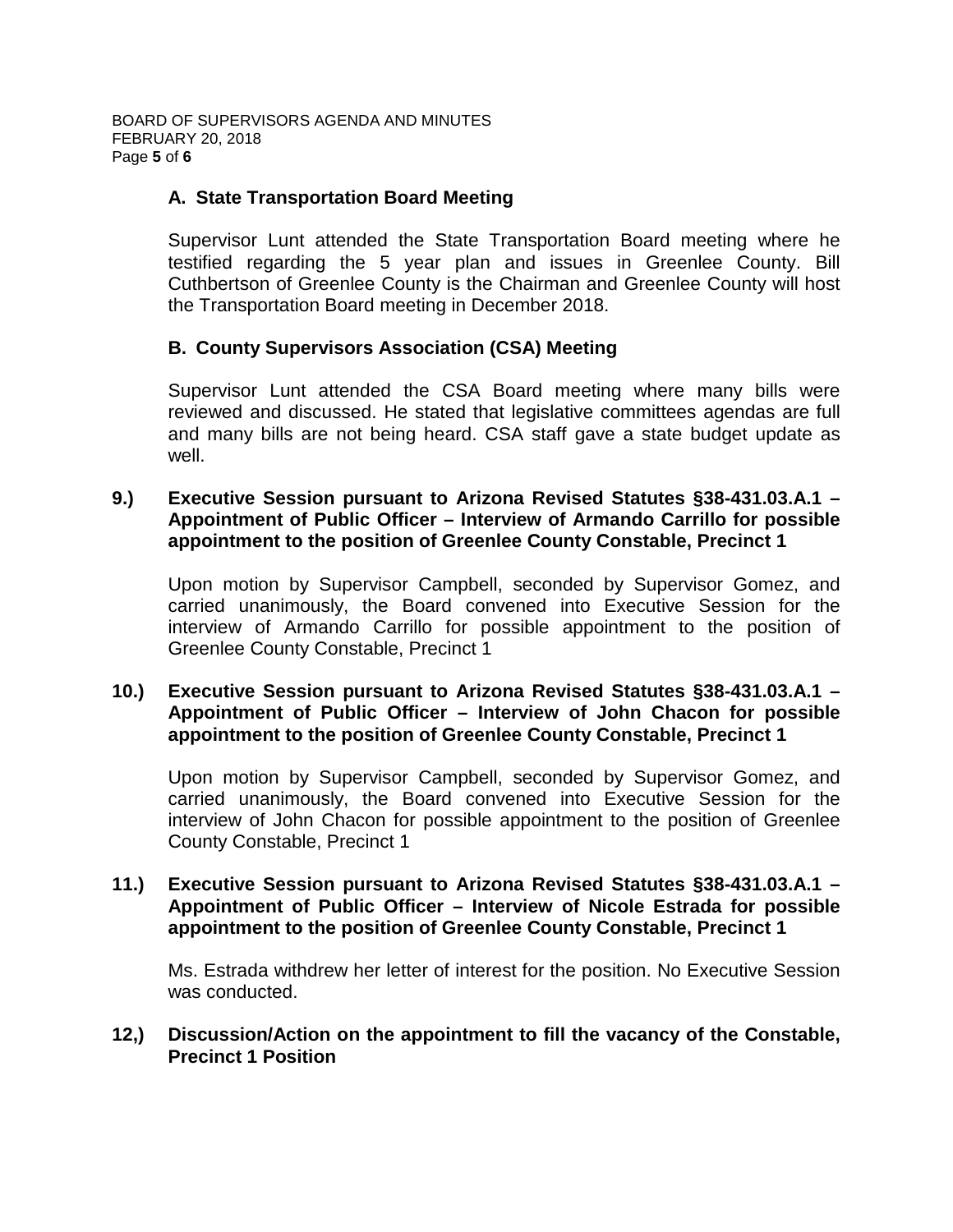### A. State Transportation Board Meeting

Supervisor Lunt attended the State Transportation Board meeting where he testified regarding the 5 year plan and issues in Greenlee County. Bill Cuthbertson of Greenlee County is the Chairman and Greenlee County will host the Transportation Board meeting in December 2018.

### B. County Supervisors Association (CSA) Meeting

Supervisor Lunt attended the CSA Board meeting where many bills were reviewed and discussed. He stated that legislative committees agendas are full and many bills are not being heard. CSA staff gave a state budget update as well.

**9.) Executive Session pursuant to Arizona Revised Statutes §38-431.03.A.1 – Appointment of Public Officer – Interview of Armando Carrillo for possible appointment to the position of Greenlee County Constable, Precinct 1**

Upon motion by Supervisor Campbell, seconded by Supervisor Gomez, and carried unanimously, the Board convened into Executive Session for the interview of Armando Carrillo for possible appointment to the position of Greenlee County Constable, Precinct 1

**10.) Executive Session pursuant to Arizona Revised Statutes §38-431.03.A.1 – Appointment of Public Officer – Interview of John Chacon for possible appointment to the position of Greenlee County Constable, Precinct 1**

Upon motion by Supervisor Campbell, seconded by Supervisor Gomez, and carried unanimously, the Board convened into Executive Session for the interview of John Chacon for possible appointment to the position of Greenlee County Constable, Precinct 1

**11.) Executive Session pursuant to Arizona Revised Statutes §38-431.03.A.1 – Appointment of Public Officer – Interview of Nicole Estrada for possible appointment to the position of Greenlee County Constable, Precinct 1**

Ms. Estrada withdrew her letter of interest for the position. No Executive Session was conducted.

**12,) Discussion/Action on the appointment to fill the vacancy of the Constable, Precinct 1 Position**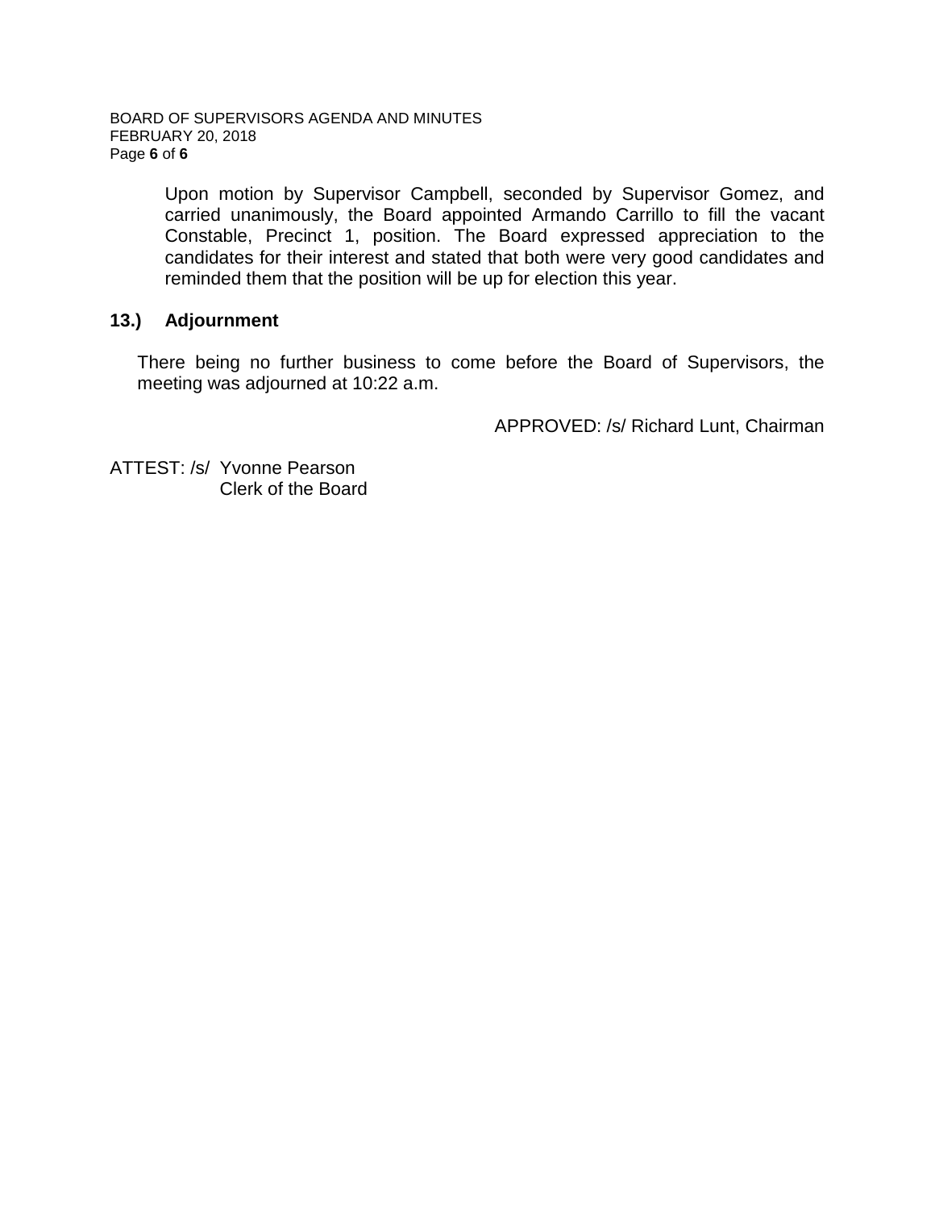Upon motion by Supervisor Campbell, seconded by Supervisor Gomez, and carried unanimously, the Board appointed Armando Carrillo to fill the vacant Constable, Precinct 1, position. The Board expressed appreciation to the candidates for their interest and stated that both were very good candidates and reminded them that the position will be up for election this year.

**13.) Adjournment**

There being no further business to come before the Board of Supervisors, the meeting was adjourned at 10:22 a.m.

APPROVED: /s/ Richard Lunt, Chairman

ATTEST: /s/ Yvonne Pearson
Clerk of the Board